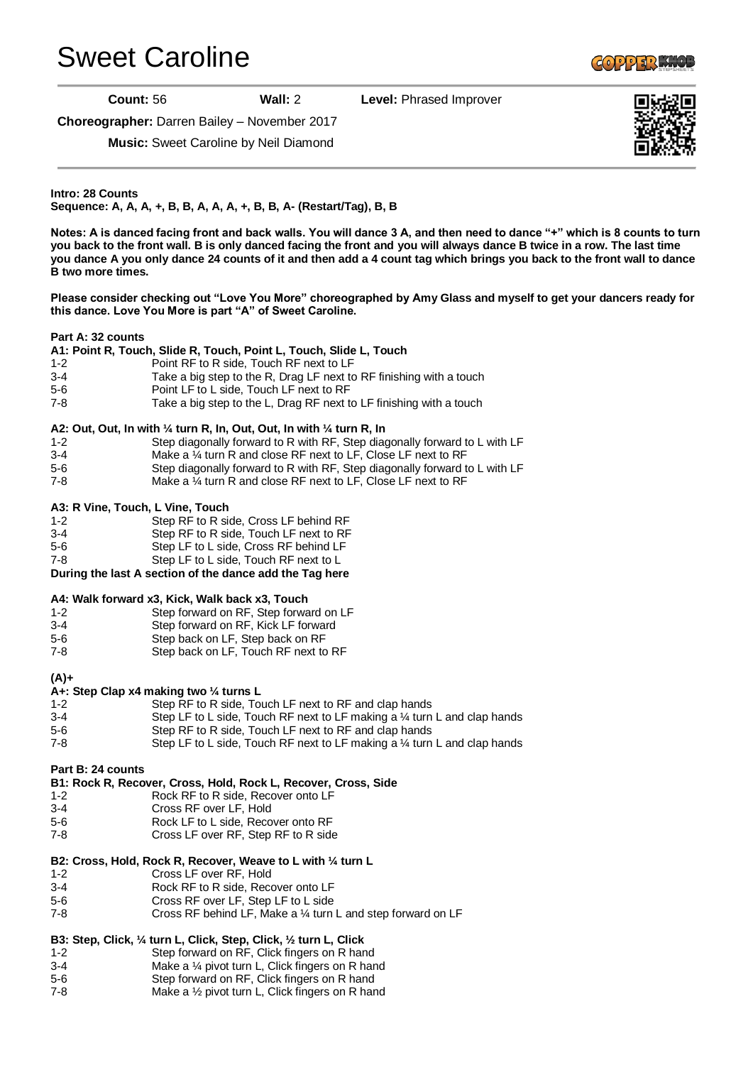# Sweet Caroline

**Count:** 56 **Wall:** 2 **Level:** Phrased Improver

**Choreographer:** Darren Bailey – November 2017

**Music:** Sweet Caroline by Neil Diamond

**Intro: 28 Counts**
**Sequence: A, A, A, +, B, B, A, A, A, +, B, B, A- (Restart/Tag), B, B**

**Notes: A is danced facing front and back walls. You will dance 3 A, and then need to dance "+" which is 8 counts to turn you back to the front wall. B is only danced facing the front and you will always dance B twice in a row. The last time you dance A you only dance 24 counts of it and then add a 4 count tag which brings you back to the front wall to dance B two more times.**

**Please consider checking out "Love You More" choreographed by Amy Glass and myself to get your dancers ready for this dance. Love You More is part "A" of Sweet Caroline.**

**Part A: 32 counts**

**A1: Point R, Touch, Slide R, Touch, Point L, Touch, Slide L, Touch**

| | |
|---|---|
| 1-2 | Point RF to R side, Touch RF next to LF |
| 3-4 | Take a big step to the R, Drag LF next to RF finishing with a touch |
| 5-6 | Point LF to L side, Touch LF next to RF |
| 7-8 | Take a big step to the L, Drag RF next to LF finishing with a touch |

**A2: Out, Out, In with ¼ turn R, In, Out, Out, In with ¼ turn R, In**

| | |
|---|---|
| 1-2 | Step diagonally forward to R with RF, Step diagonally forward to L with LF |
| 3-4 | Make a ¼ turn R and close RF next to LF, Close LF next to RF |
| 5-6 | Step diagonally forward to R with RF, Step diagonally forward to L with LF |
| 7-8 | Make a ¼ turn R and close RF next to LF, Close LF next to RF |

**A3: R Vine, Touch, L Vine, Touch**

| | |
|---|---|
| 1-2 | Step RF to R side, Cross LF behind RF |
| 3-4 | Step RF to R side, Touch LF next to RF |
| 5-6 | Step LF to L side, Cross RF behind LF |
| 7-8 | Step LF to L side, Touch RF next to L |

**During the last A section of the dance add the Tag here**

**A4: Walk forward x3, Kick, Walk back x3, Touch**

| | |
|---|---|
| 1-2 | Step forward on RF, Step forward on LF |
| 3-4 | Step forward on RF, Kick LF forward |
| 5-6 | Step back on LF, Step back on RF |
| 7-8 | Step back on LF, Touch RF next to RF |

**(A)+**

**A+: Step Clap x4 making two ¼ turns L**

| | |
|---|---|
| 1-2 | Step RF to R side, Touch LF next to RF and clap hands |
| 3-4 | Step LF to L side, Touch RF next to LF making a ¼ turn L and clap hands |
| 5-6 | Step RF to R side, Touch LF next to RF and clap hands |
| 7-8 | Step LF to L side, Touch RF next to LF making a ¼ turn L and clap hands |

**Part B: 24 counts**

**B1: Rock R, Recover, Cross, Hold, Rock L, Recover, Cross, Side**

| | |
|---|---|
| 1-2 | Rock RF to R side, Recover onto LF |
| 3-4 | Cross RF over LF, Hold |
| 5-6 | Rock LF to L side, Recover onto RF |
| 7-8 | Cross LF over RF, Step RF to R side |

**B2: Cross, Hold, Rock R, Recover, Weave to L with ¼ turn L**

| | |
|---|---|
| 1-2 | Cross LF over RF, Hold |
| 3-4 | Rock RF to R side, Recover onto LF |
| 5-6 | Cross RF over LF, Step LF to L side |
| 7-8 | Cross RF behind LF, Make a ¼ turn L and step forward on LF |

**B3: Step, Click, ¼ turn L, Click, Step, Click, ½ turn L, Click**

| | |
|---|---|
| 1-2 | Step forward on RF, Click fingers on R hand |
| 3-4 | Make a ¼ pivot turn L, Click fingers on R hand |
| 5-6 | Step forward on RF, Click fingers on R hand |
| 7-8 | Make a ½ pivot turn L, Click fingers on R hand |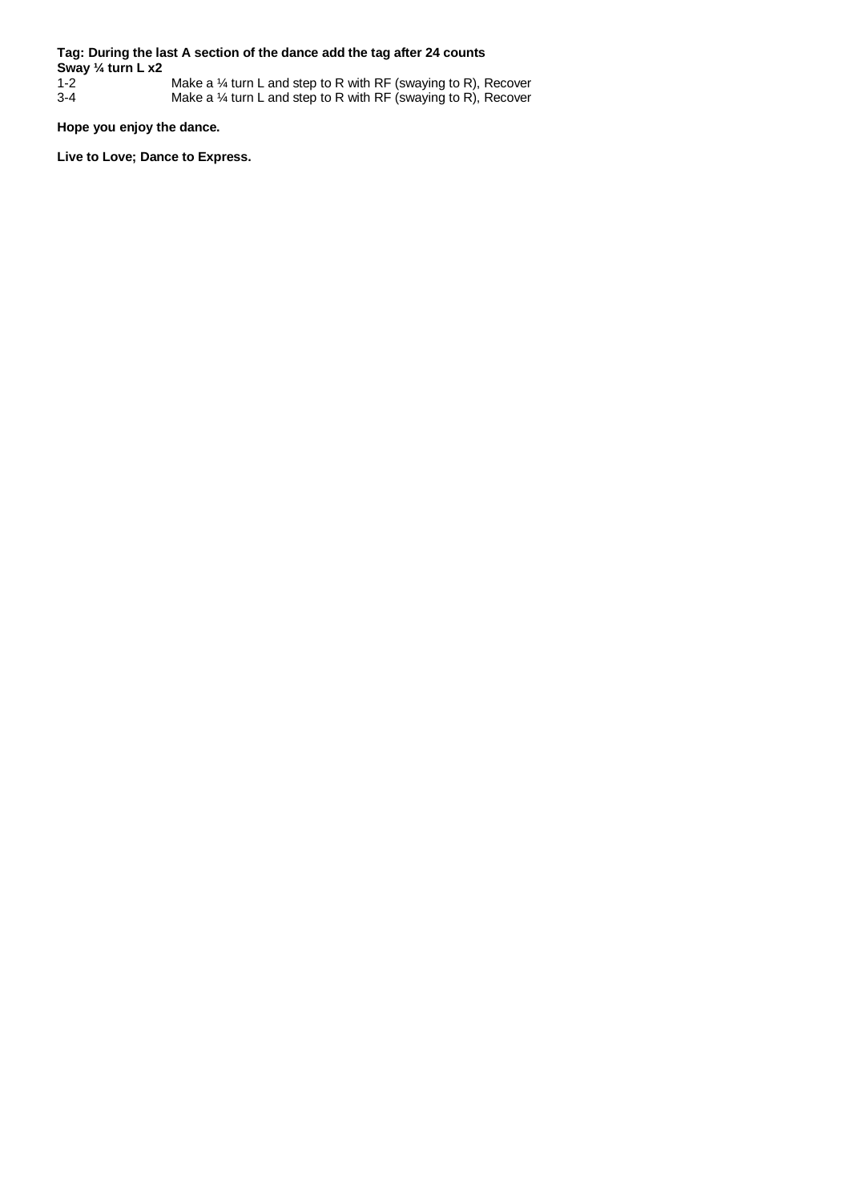**Tag: During the last A section of the dance add the tag after 24 counts**
**Sway ¼ turn L x2**

| | |
|---|---|
| 1-2 | Make a ¼ turn L and step to R with RF (swaying to R), Recover |
| 3-4 | Make a ¼ turn L and step to R with RF (swaying to R), Recover |

**Hope you enjoy the dance.**

**Live to Love; Dance to Express.**